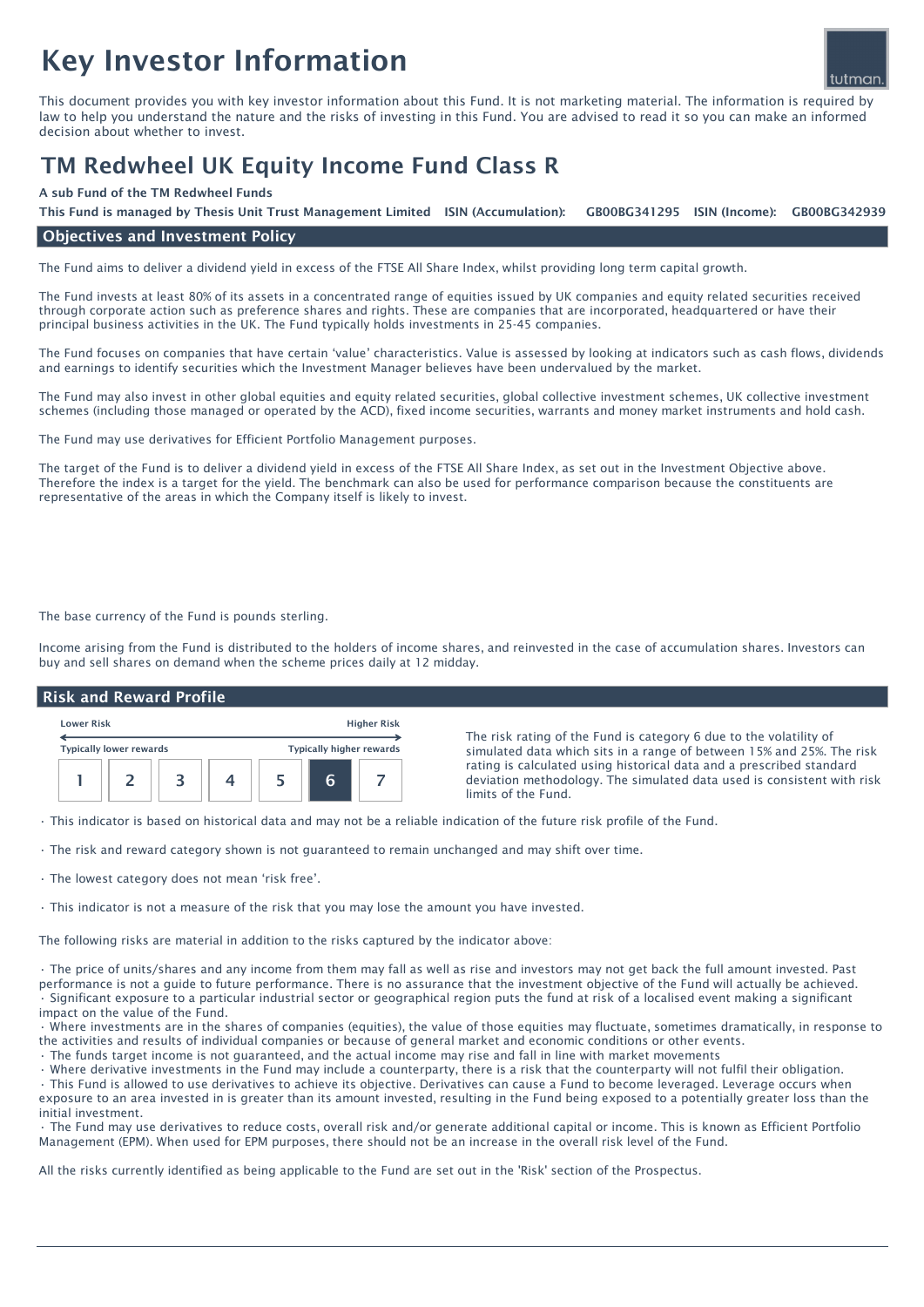# Key Investor Information

This document provides you with key investor information about this Fund. It is not marketing material. The information is required by law to help you understand the nature and the risks of investing in this Fund. You are advised to read it so you can make an informed decision about whether to invest.

# TM Redwheel UK Equity Income Fund Class R

**A sub Fund of the TM Redwheel Funds**

**This Fund is managed by Thesis Unit Trust Management Limited ISIN (Accumulation): GB00BG341295 ISIN (Income): GB00BG342939**

## Objectives and Investment Policy

The Fund aims to deliver a dividend yield in excess of the FTSE All Share Index, whilst providing long term capital growth.

The Fund invests at least 80% of its assets in a concentrated range of equities issued by UK companies and equity related securities received through corporate action such as preference shares and rights. These are companies that are incorporated, headquartered or have their principal business activities in the UK. The Fund typically holds investments in 25-45 companies.

The Fund focuses on companies that have certain 'value' characteristics. Value is assessed by looking at indicators such as cash flows, dividends and earnings to identify securities which the Investment Manager believes have been undervalued by the market.

The Fund may also invest in other global equities and equity related securities, global collective investment schemes, UK collective investment schemes (including those managed or operated by the ACD), fixed income securities, warrants and money market instruments and hold cash.

The Fund may use derivatives for Efficient Portfolio Management purposes.

The target of the Fund is to deliver a dividend yield in excess of the FTSE All Share Index, as set out in the Investment Objective above. Therefore the index is a target for the yield. The benchmark can also be used for performance comparison because the constituents are representative of the areas in which the Company itself is likely to invest.

The base currency of the Fund is pounds sterling.

Income arising from the Fund is distributed to the holders of income shares, and reinvested in the case of accumulation shares. Investors can buy and sell shares on demand when the scheme prices daily at 12 midday.

## Risk and Reward Profile

| Lower Risk | | | | | | Higher Risk |
|---|---|---|---|---|---|---|
| Typically lower rewards | | | | | | Typically higher rewards |
| 1 | 2 | 3 | 4 | 5 | **6** | 7 |

The risk rating of the Fund is category 6 due to the volatility of simulated data which sits in a range of between 15% and 25%. The risk rating is calculated using historical data and a prescribed standard deviation methodology. The simulated data used is consistent with risk limits of the Fund.

- This indicator is based on historical data and may not be a reliable indication of the future risk profile of the Fund.
- The risk and reward category shown is not guaranteed to remain unchanged and may shift over time.
- The lowest category does not mean 'risk free'.
- This indicator is not a measure of the risk that you may lose the amount you have invested.

The following risks are material in addition to the risks captured by the indicator above:

- The price of units/shares and any income from them may fall as well as rise and investors may not get back the full amount invested. Past performance is not a guide to future performance. There is no assurance that the investment objective of the Fund will actually be achieved.
- Significant exposure to a particular industrial sector or geographical region puts the fund at risk of a localised event making a significant impact on the value of the Fund.
- Where investments are in the shares of companies (equities), the value of those equities may fluctuate, sometimes dramatically, in response to the activities and results of individual companies or because of general market and economic conditions or other events.
- The funds target income is not guaranteed, and the actual income may rise and fall in line with market movements
- Where derivative investments in the Fund may include a counterparty, there is a risk that the counterparty will not fulfil their obligation.
- This Fund is allowed to use derivatives to achieve its objective. Derivatives can cause a Fund to become leveraged. Leverage occurs when exposure to an area invested in is greater than its amount invested, resulting in the Fund being exposed to a potentially greater loss than the initial investment.
- The Fund may use derivatives to reduce costs, overall risk and/or generate additional capital or income. This is known as Efficient Portfolio Management (EPM). When used for EPM purposes, there should not be an increase in the overall risk level of the Fund.

All the risks currently identified as being applicable to the Fund are set out in the 'Risk' section of the Prospectus.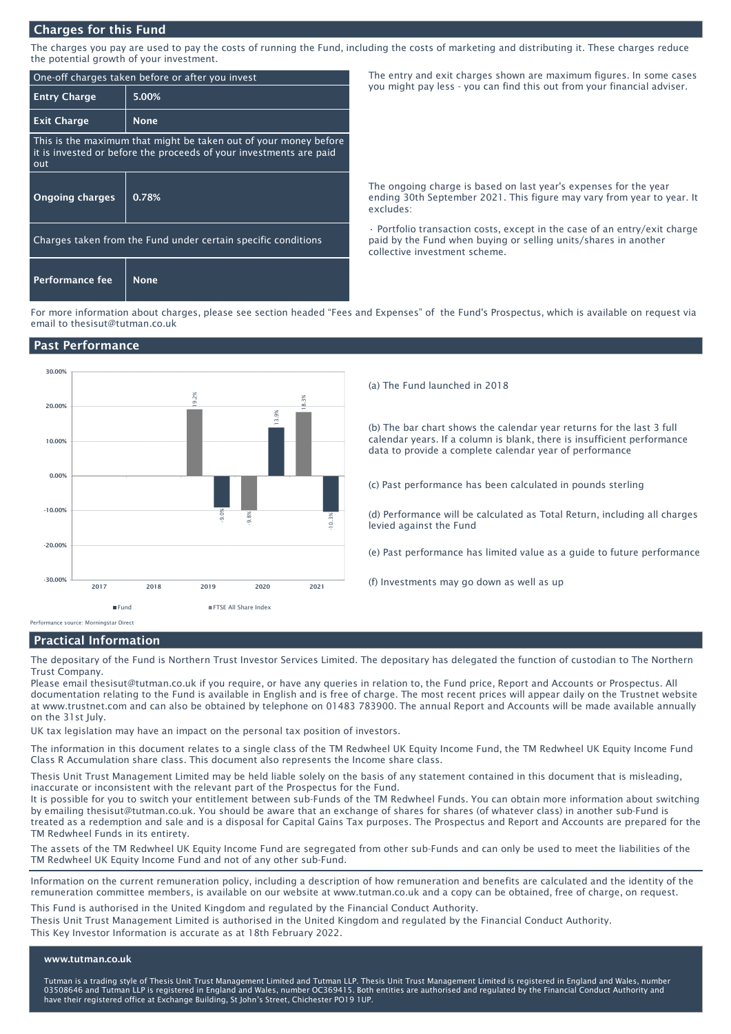## Charges for this Fund

The charges you pay are used to pay the costs of running the Fund, including the costs of marketing and distributing it. These charges reduce the potential growth of your investment.

| One-off charges taken before or after you invest | |
|---|---|
| **Entry Charge** | **5.00%** |
| **Exit Charge** | **None** |
| This is the maximum that might be taken out of your money before it is invested or before the proceeds of your investments are paid out | |
| **Ongoing charges** | **0.78%** |
| Charges taken from the Fund under certain specific conditions | |
| **Performance fee** | **None** |

The entry and exit charges shown are maximum figures. In some cases you might pay less - you can find this out from your financial adviser.

The ongoing charge is based on last year's expenses for the year ending 30th September 2021. This figure may vary from year to year. It excludes:

· Portfolio transaction costs, except in the case of an entry/exit charge paid by the Fund when buying or selling units/shares in another collective investment scheme.

For more information about charges, please see section headed "Fees and Expenses" of the Fund's Prospectus, which is available on request via email to thesisut@tutman.co.uk

## Past Performance

30.00%
20.00%
10.00%
0.00%
-10.00%
-20.00%
-30.00%

19.2%
-9.0%
-9.8%
13.9%
18.3%
-10.3%

2017
2018
2019
2020
2021

Fund
FTSE All Share Index

Performance source: Morningstar Direct

(a) The Fund launched in 2018

(b) The bar chart shows the calendar year returns for the last 3 full calendar years. If a column is blank, there is insufficient performance data to provide a complete calendar year of performance

(c) Past performance has been calculated in pounds sterling

(d) Performance will be calculated as Total Return, including all charges levied against the Fund

(e) Past performance has limited value as a guide to future performance

(f) Investments may go down as well as up

## Practical Information

The depositary of the Fund is Northern Trust Investor Services Limited. The depositary has delegated the function of custodian to The Northern Trust Company.

Please email thesisut@tutman.co.uk if you require, or have any queries in relation to, the Fund price, Report and Accounts or Prospectus. All documentation relating to the Fund is available in English and is free of charge. The most recent prices will appear daily on the Trustnet website at www.trustnet.com and can also be obtained by telephone on 01483 783900. The annual Report and Accounts will be made available annually on the 31st July.

UK tax legislation may have an impact on the personal tax position of investors.

The information in this document relates to a single class of the TM Redwheel UK Equity Income Fund, the TM Redwheel UK Equity Income Fund Class R Accumulation share class. This document also represents the Income share class.

Thesis Unit Trust Management Limited may be held liable solely on the basis of any statement contained in this document that is misleading, inaccurate or inconsistent with the relevant part of the Prospectus for the Fund.

It is possible for you to switch your entitlement between sub-Funds of the TM Redwheel Funds. You can obtain more information about switching by emailing thesisut@tutman.co.uk. You should be aware that an exchange of shares for shares (of whatever class) in another sub-Fund is treated as a redemption and sale and is a disposal for Capital Gains Tax purposes. The Prospectus and Report and Accounts are prepared for the TM Redwheel Funds in its entirety.

The assets of the TM Redwheel UK Equity Income Fund are segregated from other sub-Funds and can only be used to meet the liabilities of the TM Redwheel UK Equity Income Fund and not of any other sub-Fund.

Information on the current remuneration policy, including a description of how remuneration and benefits are calculated and the identity of the remuneration committee members, is available on our website at www.tutman.co.uk and a copy can be obtained, free of charge, on request.

This Fund is authorised in the United Kingdom and regulated by the Financial Conduct Authority.

Thesis Unit Trust Management Limited is authorised in the United Kingdom and regulated by the Financial Conduct Authority.

This Key Investor Information is accurate as at 18th February 2022.

**www.tutman.co.uk**

Tutman is a trading style of Thesis Unit Trust Management Limited and Tutman LLP. Thesis Unit Trust Management Limited is registered in England and Wales, number 03508646 and Tutman LLP is registered in England and Wales, number OC369415. Both entities are authorised and regulated by the Financial Conduct Authority and have their registered office at Exchange Building, St John's Street, Chichester PO19 1UP.